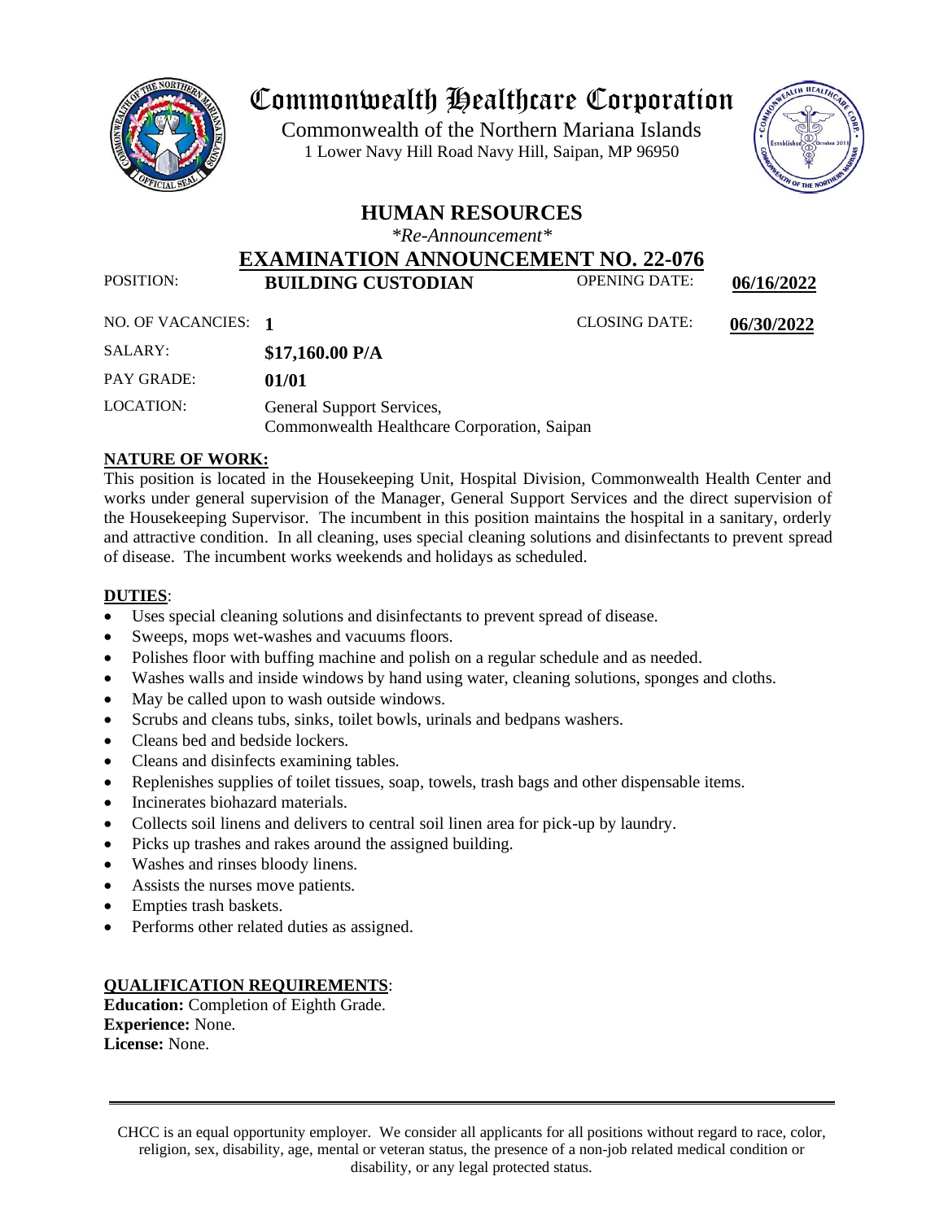# Commonwealth Healthcare Corporation

Commonwealth of the Northern Mariana Islands
1 Lower Navy Hill Road Navy Hill, Saipan, MP 96950

## HUMAN RESOURCES

*\*Re-Announcement\**

## EXAMINATION ANNOUNCEMENT NO. 22-076

| | | | |
|---|---|---|---|
| POSITION: | **BUILDING CUSTODIAN** | OPENING DATE: | **06/16/2022** |
| NO. OF VACANCIES: | **1** | CLOSING DATE: | **06/30/2022** |
| SALARY: | **$17,160.00 P/A** | | |
| PAY GRADE: | **01/01** | | |
| LOCATION: | General Support Services, Commonwealth Healthcare Corporation, Saipan | | |

**NATURE OF WORK:**

This position is located in the Housekeeping Unit, Hospital Division, Commonwealth Health Center and works under general supervision of the Manager, General Support Services and the direct supervision of the Housekeeping Supervisor. The incumbent in this position maintains the hospital in a sanitary, orderly and attractive condition. In all cleaning, uses special cleaning solutions and disinfectants to prevent spread of disease. The incumbent works weekends and holidays as scheduled.

**DUTIES**:

- Uses special cleaning solutions and disinfectants to prevent spread of disease.
- Sweeps, mops wet-washes and vacuums floors.
- Polishes floor with buffing machine and polish on a regular schedule and as needed.
- Washes walls and inside windows by hand using water, cleaning solutions, sponges and cloths.
- May be called upon to wash outside windows.
- Scrubs and cleans tubs, sinks, toilet bowls, urinals and bedpans washers.
- Cleans bed and bedside lockers.
- Cleans and disinfects examining tables.
- Replenishes supplies of toilet tissues, soap, towels, trash bags and other dispensable items.
- Incinerates biohazard materials.
- Collects soil linens and delivers to central soil linen area for pick-up by laundry.
- Picks up trashes and rakes around the assigned building.
- Washes and rinses bloody linens.
- Assists the nurses move patients.
- Empties trash baskets.
- Performs other related duties as assigned.

**QUALIFICATION REQUIREMENTS**:

**Education:** Completion of Eighth Grade.
**Experience:** None.
**License:** None.

CHCC is an equal opportunity employer. We consider all applicants for all positions without regard to race, color, religion, sex, disability, age, mental or veteran status, the presence of a non-job related medical condition or disability, or any legal protected status.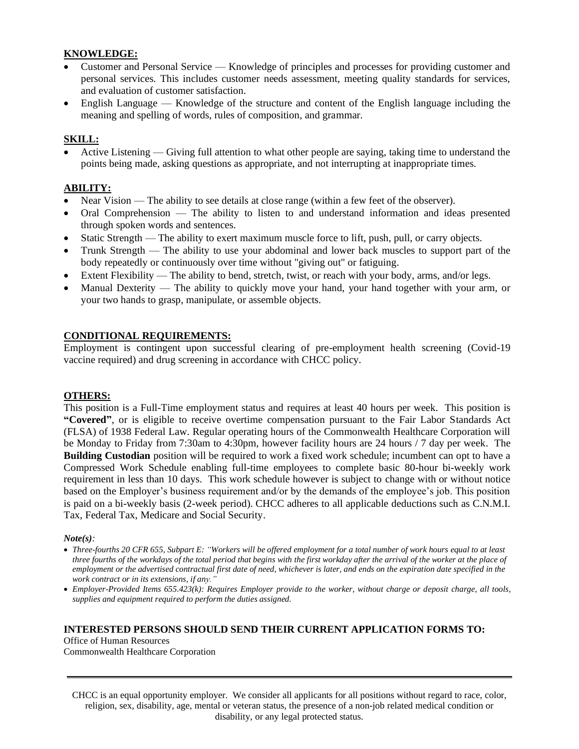**KNOWLEDGE:**

- Customer and Personal Service — Knowledge of principles and processes for providing customer and personal services. This includes customer needs assessment, meeting quality standards for services, and evaluation of customer satisfaction.
- English Language — Knowledge of the structure and content of the English language including the meaning and spelling of words, rules of composition, and grammar.

**SKILL:**

- Active Listening — Giving full attention to what other people are saying, taking time to understand the points being made, asking questions as appropriate, and not interrupting at inappropriate times.

**ABILITY:**

- Near Vision — The ability to see details at close range (within a few feet of the observer).
- Oral Comprehension — The ability to listen to and understand information and ideas presented through spoken words and sentences.
- Static Strength — The ability to exert maximum muscle force to lift, push, pull, or carry objects.
- Trunk Strength — The ability to use your abdominal and lower back muscles to support part of the body repeatedly or continuously over time without "giving out" or fatiguing.
- Extent Flexibility — The ability to bend, stretch, twist, or reach with your body, arms, and/or legs.
- Manual Dexterity — The ability to quickly move your hand, your hand together with your arm, or your two hands to grasp, manipulate, or assemble objects.

**CONDITIONAL REQUIREMENTS:**

Employment is contingent upon successful clearing of pre-employment health screening (Covid-19 vaccine required) and drug screening in accordance with CHCC policy.

**OTHERS:**

This position is a Full-Time employment status and requires at least 40 hours per week. This position is **"Covered"**, or is eligible to receive overtime compensation pursuant to the Fair Labor Standards Act (FLSA) of 1938 Federal Law. Regular operating hours of the Commonwealth Healthcare Corporation will be Monday to Friday from 7:30am to 4:30pm, however facility hours are 24 hours / 7 day per week. The **Building Custodian** position will be required to work a fixed work schedule; incumbent can opt to have a Compressed Work Schedule enabling full-time employees to complete basic 80-hour bi-weekly work requirement in less than 10 days. This work schedule however is subject to change with or without notice based on the Employer's business requirement and/or by the demands of the employee's job. This position is paid on a bi-weekly basis (2-week period). CHCC adheres to all applicable deductions such as C.N.M.I. Tax, Federal Tax, Medicare and Social Security.

***Note(s):***

- *Three-fourths 20 CFR 655, Subpart E: "Workers will be offered employment for a total number of work hours equal to at least three fourths of the workdays of the total period that begins with the first workday after the arrival of the worker at the place of employment or the advertised contractual first date of need, whichever is later, and ends on the expiration date specified in the work contract or in its extensions, if any."*
- *Employer-Provided Items 655.423(k): Requires Employer provide to the worker, without charge or deposit charge, all tools, supplies and equipment required to perform the duties assigned.*

**INTERESTED PERSONS SHOULD SEND THEIR CURRENT APPLICATION FORMS TO:**

Office of Human Resources
Commonwealth Healthcare Corporation

---

CHCC is an equal opportunity employer. We consider all applicants for all positions without regard to race, color, religion, sex, disability, age, mental or veteran status, the presence of a non-job related medical condition or disability, or any legal protected status.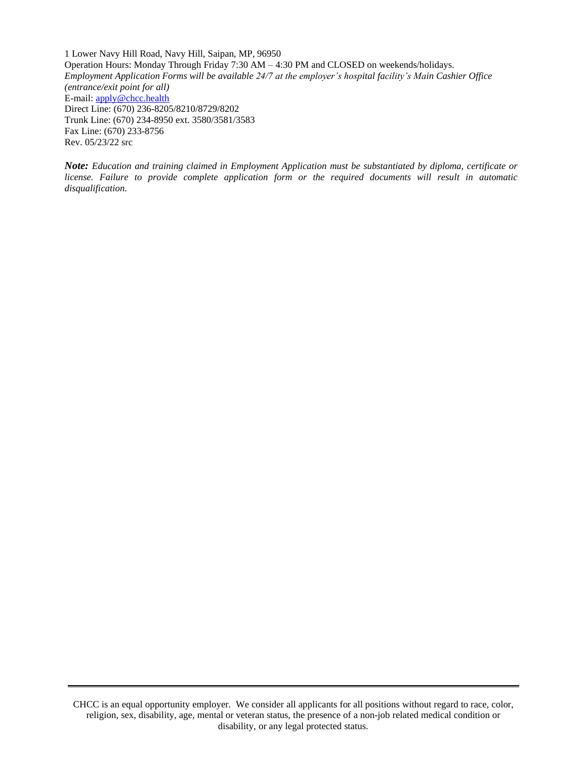1 Lower Navy Hill Road, Navy Hill, Saipan, MP, 96950
Operation Hours: Monday Through Friday 7:30 AM – 4:30 PM and CLOSED on weekends/holidays.
*Employment Application Forms will be available 24/7 at the employer's hospital facility's Main Cashier Office (entrance/exit point for all)*
E-mail: apply@chcc.health
Direct Line: (670) 236-8205/8210/8729/8202
Trunk Line: (670) 234-8950 ext. 3580/3581/3583
Fax Line: (670) 233-8756
Rev. 05/23/22 src

***Note:*** *Education and training claimed in Employment Application must be substantiated by diploma, certificate or license. Failure to provide complete application form or the required documents will result in automatic disqualification.*

CHCC is an equal opportunity employer. We consider all applicants for all positions without regard to race, color, religion, sex, disability, age, mental or veteran status, the presence of a non-job related medical condition or disability, or any legal protected status.